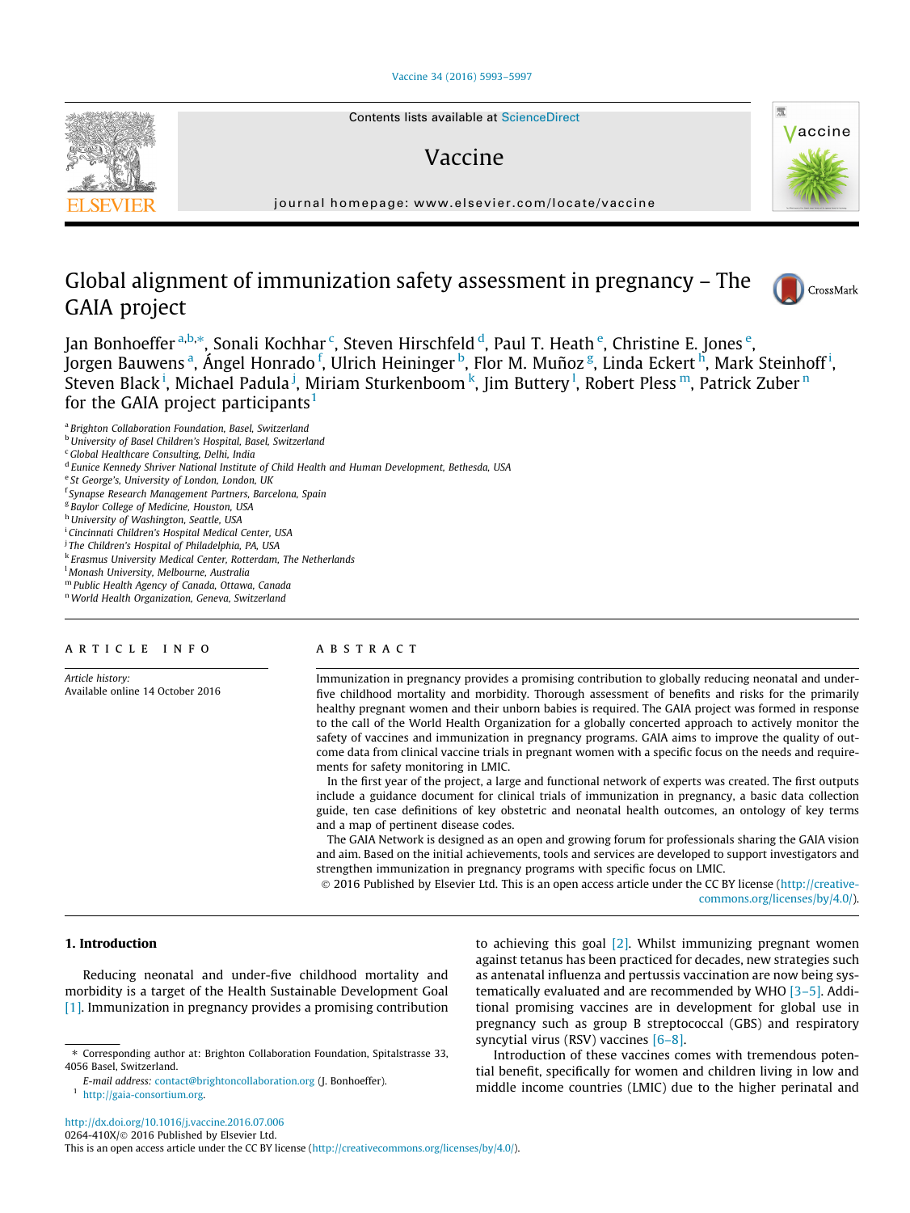# Global alignment of immunization safety assessment in pregnancy – The GAIA project

Jan Bonhoeffer [a,b,*], Sonali Kochhar [c], Steven Hirschfeld [d], Paul T. Heath [e], Christine E. Jones [e], Jorgen Bauwens [a], Ángel Honrado [f], Ulrich Heininger [b], Flor M. Muñoz [g], Linda Eckert [h], Mark Steinhoff [i], Steven Black [i], Michael Padula [j], Miriam Sturkenboom [k], Jim Buttery [l], Robert Pless [m], Patrick Zuber [n] for the GAIA project participants [1]

[a] Brighton Collaboration Foundation, Basel, Switzerland
[b] University of Basel Children's Hospital, Basel, Switzerland
[c] Global Healthcare Consulting, Delhi, India
[d] Eunice Kennedy Shriver National Institute of Child Health and Human Development, Bethesda, USA
[e] St George's, University of London, London, UK
[f] Synapse Research Management Partners, Barcelona, Spain
[g] Baylor College of Medicine, Houston, USA
[h] University of Washington, Seattle, USA
[i] Cincinnati Children's Hospital Medical Center, USA
[j] The Children's Hospital of Philadelphia, PA, USA
[k] Erasmus University Medical Center, Rotterdam, The Netherlands
[l] Monash University, Melbourne, Australia
[m] Public Health Agency of Canada, Ottawa, Canada
[n] World Health Organization, Geneva, Switzerland

## ARTICLE INFO

*Article history:*
Available online 14 October 2016

## ABSTRACT

Immunization in pregnancy provides a promising contribution to globally reducing neonatal and under-five childhood mortality and morbidity. Thorough assessment of benefits and risks for the primarily healthy pregnant women and their unborn babies is required. The GAIA project was formed in response to the call of the World Health Organization for a globally concerted approach to actively monitor the safety of vaccines and immunization in pregnancy programs. GAIA aims to improve the quality of outcome data from clinical vaccine trials in pregnant women with a specific focus on the needs and requirements for safety monitoring in LMIC.

In the first year of the project, a large and functional network of experts was created. The first outputs include a guidance document for clinical trials of immunization in pregnancy, a basic data collection guide, ten case definitions of key obstetric and neonatal health outcomes, an ontology of key terms and a map of pertinent disease codes.

The GAIA Network is designed as an open and growing forum for professionals sharing the GAIA vision and aim. Based on the initial achievements, tools and services are developed to support investigators and strengthen immunization in pregnancy programs with specific focus on LMIC.

© 2016 Published by Elsevier Ltd. This is an open access article under the CC BY license (http://creativecommons.org/licenses/by/4.0/).

## 1. Introduction

Reducing neonatal and under-five childhood mortality and morbidity is a target of the Health Sustainable Development Goal [1]. Immunization in pregnancy provides a promising contribution to achieving this goal [2]. Whilst immunizing pregnant women against tetanus has been practiced for decades, new strategies such as antenatal influenza and pertussis vaccination are now being systematically evaluated and are recommended by WHO [3–5]. Additional promising vaccines are in development for global use in pregnancy such as group B streptococcal (GBS) and respiratory syncytial virus (RSV) vaccines [6–8].

Introduction of these vaccines comes with tremendous potential benefit, specifically for women and children living in low and middle income countries (LMIC) due to the higher perinatal and

* Corresponding author at: Brighton Collaboration Foundation, Spitalstrasse 33, 4056 Basel, Switzerland.
*E-mail address:* contact@brightoncollaboration.org (J. Bonhoeffer).
[1] http://gaia-consortium.org.

http://dx.doi.org/10.1016/j.vaccine.2016.07.006
0264-410X/© 2016 Published by Elsevier Ltd.
This is an open access article under the CC BY license (http://creativecommons.org/licenses/by/4.0/).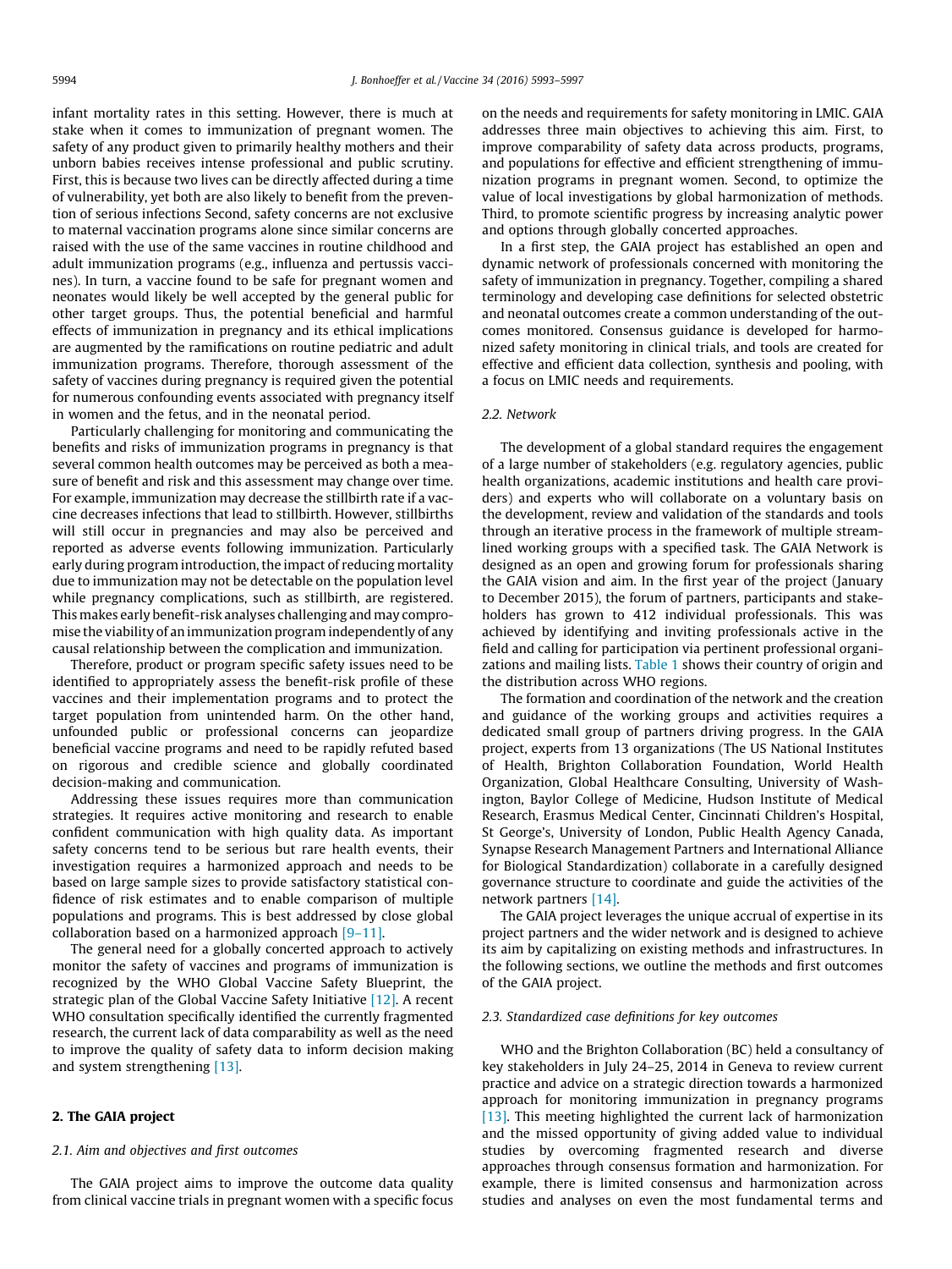infant mortality rates in this setting. However, there is much at stake when it comes to immunization of pregnant women. The safety of any product given to primarily healthy mothers and their unborn babies receives intense professional and public scrutiny. First, this is because two lives can be directly affected during a time of vulnerability, yet both are also likely to benefit from the prevention of serious infections Second, safety concerns are not exclusive to maternal vaccination programs alone since similar concerns are raised with the use of the same vaccines in routine childhood and adult immunization programs (e.g., influenza and pertussis vaccines). In turn, a vaccine found to be safe for pregnant women and neonates would likely be well accepted by the general public for other target groups. Thus, the potential beneficial and harmful effects of immunization in pregnancy and its ethical implications are augmented by the ramifications on routine pediatric and adult immunization programs. Therefore, thorough assessment of the safety of vaccines during pregnancy is required given the potential for numerous confounding events associated with pregnancy itself in women and the fetus, and in the neonatal period.

Particularly challenging for monitoring and communicating the benefits and risks of immunization programs in pregnancy is that several common health outcomes may be perceived as both a measure of benefit and risk and this assessment may change over time. For example, immunization may decrease the stillbirth rate if a vaccine decreases infections that lead to stillbirth. However, stillbirths will still occur in pregnancies and may also be perceived and reported as adverse events following immunization. Particularly early during program introduction, the impact of reducing mortality due to immunization may not be detectable on the population level while pregnancy complications, such as stillbirth, are registered. This makes early benefit-risk analyses challenging and may compromise the viability of an immunization program independently of any causal relationship between the complication and immunization.

Therefore, product or program specific safety issues need to be identified to appropriately assess the benefit-risk profile of these vaccines and their implementation programs and to protect the target population from unintended harm. On the other hand, unfounded public or professional concerns can jeopardize beneficial vaccine programs and need to be rapidly refuted based on rigorous and credible science and globally coordinated decision-making and communication.

Addressing these issues requires more than communication strategies. It requires active monitoring and research to enable confident communication with high quality data. As important safety concerns tend to be serious but rare health events, their investigation requires a harmonized approach and needs to be based on large sample sizes to provide satisfactory statistical confidence of risk estimates and to enable comparison of multiple populations and programs. This is best addressed by close global collaboration based on a harmonized approach [9–11].

The general need for a globally concerted approach to actively monitor the safety of vaccines and programs of immunization is recognized by the WHO Global Vaccine Safety Blueprint, the strategic plan of the Global Vaccine Safety Initiative [12]. A recent WHO consultation specifically identified the currently fragmented research, the current lack of data comparability as well as the need to improve the quality of safety data to inform decision making and system strengthening [13].

## 2. The GAIA project

### 2.1. Aim and objectives and first outcomes

The GAIA project aims to improve the outcome data quality from clinical vaccine trials in pregnant women with a specific focus on the needs and requirements for safety monitoring in LMIC. GAIA addresses three main objectives to achieving this aim. First, to improve comparability of safety data across products, programs, and populations for effective and efficient strengthening of immunization programs in pregnant women. Second, to optimize the value of local investigations by global harmonization of methods. Third, to promote scientific progress by increasing analytic power and options through globally concerted approaches.

In a first step, the GAIA project has established an open and dynamic network of professionals concerned with monitoring the safety of immunization in pregnancy. Together, compiling a shared terminology and developing case definitions for selected obstetric and neonatal outcomes create a common understanding of the outcomes monitored. Consensus guidance is developed for harmonized safety monitoring in clinical trials, and tools are created for effective and efficient data collection, synthesis and pooling, with a focus on LMIC needs and requirements.

### 2.2. Network

The development of a global standard requires the engagement of a large number of stakeholders (e.g. regulatory agencies, public health organizations, academic institutions and health care providers) and experts who will collaborate on a voluntary basis on the development, review and validation of the standards and tools through an iterative process in the framework of multiple streamlined working groups with a specified task. The GAIA Network is designed as an open and growing forum for professionals sharing the GAIA vision and aim. In the first year of the project (January to December 2015), the forum of partners, participants and stakeholders has grown to 412 individual professionals. This was achieved by identifying and inviting professionals active in the field and calling for participation via pertinent professional organizations and mailing lists. Table 1 shows their country of origin and the distribution across WHO regions.

The formation and coordination of the network and the creation and guidance of the working groups and activities requires a dedicated small group of partners driving progress. In the GAIA project, experts from 13 organizations (The US National Institutes of Health, Brighton Collaboration Foundation, World Health Organization, Global Healthcare Consulting, University of Washington, Baylor College of Medicine, Hudson Institute of Medical Research, Erasmus Medical Center, Cincinnati Children's Hospital, St George's, University of London, Public Health Agency Canada, Synapse Research Management Partners and International Alliance for Biological Standardization) collaborate in a carefully designed governance structure to coordinate and guide the activities of the network partners [14].

The GAIA project leverages the unique accrual of expertise in its project partners and the wider network and is designed to achieve its aim by capitalizing on existing methods and infrastructures. In the following sections, we outline the methods and first outcomes of the GAIA project.

### 2.3. Standardized case definitions for key outcomes

WHO and the Brighton Collaboration (BC) held a consultancy of key stakeholders in July 24–25, 2014 in Geneva to review current practice and advice on a strategic direction towards a harmonized approach for monitoring immunization in pregnancy programs [13]. This meeting highlighted the current lack of harmonization and the missed opportunity of giving added value to individual studies by overcoming fragmented research and diverse approaches through consensus formation and harmonization. For example, there is limited consensus and harmonization across studies and analyses on even the most fundamental terms and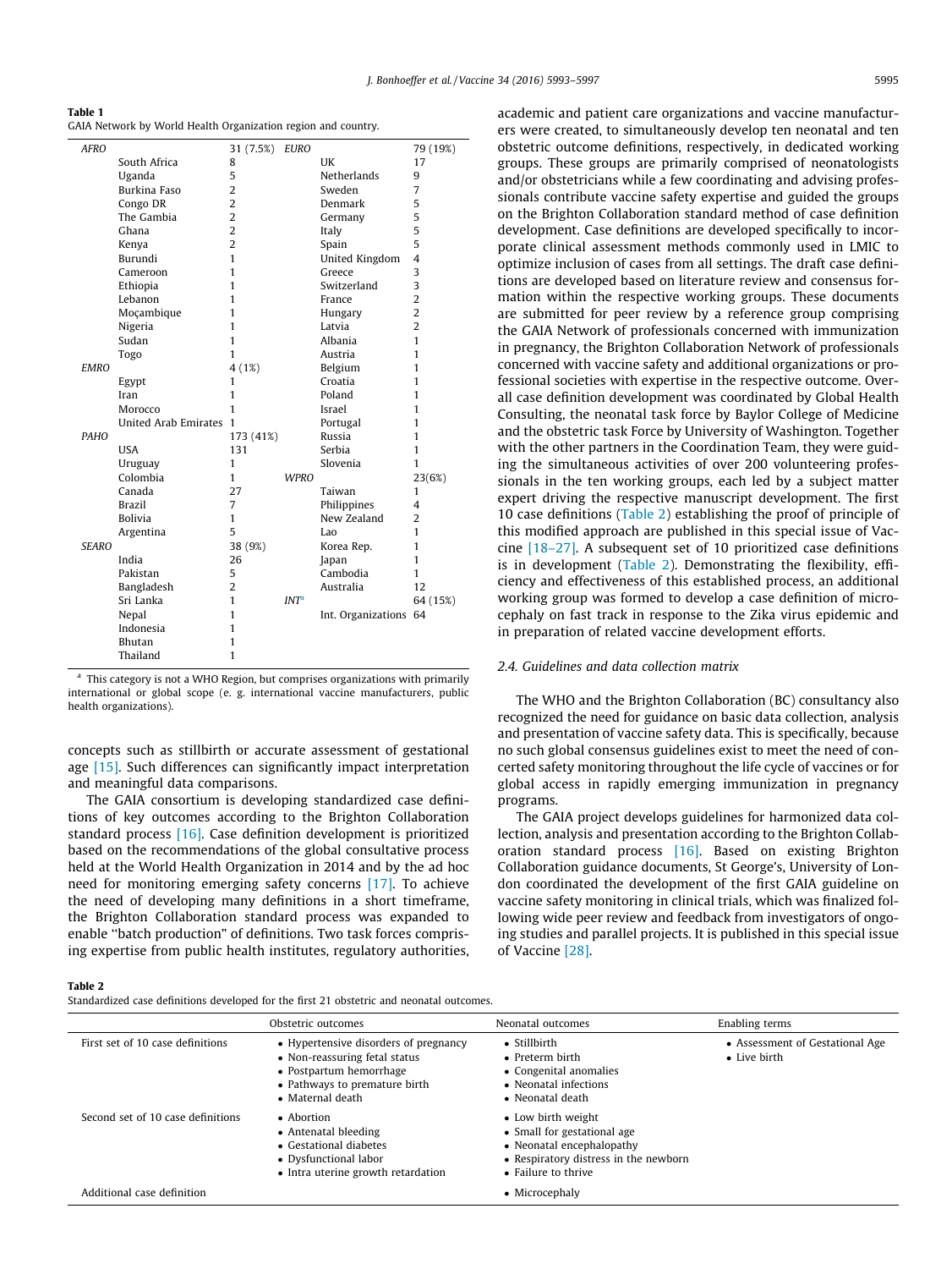**Table 1**
GAIA Network by World Health Organization region and country.

| | | | | | |
|---|---|---|---|---|---|
| *AFRO* | | 31 (7.5%) | *EURO* | | 79 (19%) |
| | South Africa | 8 | | UK | 17 |
| | Uganda | 5 | | Netherlands | 9 |
| | Burkina Faso | 2 | | Sweden | 7 |
| | Congo DR | 2 | | Denmark | 5 |
| | The Gambia | 2 | | Germany | 5 |
| | Ghana | 2 | | Italy | 5 |
| | Kenya | 2 | | Spain | 5 |
| | Burundi | 1 | | United Kingdom | 4 |
| | Cameroon | 1 | | Greece | 3 |
| | Ethiopia | 1 | | Switzerland | 3 |
| | Lebanon | 1 | | France | 2 |
| | Moçambique | 1 | | Hungary | 2 |
| | Nigeria | 1 | | Latvia | 2 |
| | Sudan | 1 | | Albania | 1 |
| | Togo | 1 | | Austria | 1 |
| *EMRO* | | 4 (1%) | | Belgium | 1 |
| | Egypt | 1 | | Croatia | 1 |
| | Iran | 1 | | Poland | 1 |
| | Morocco | 1 | | Israel | 1 |
| | United Arab Emirates | 1 | | Portugal | 1 |
| *PAHO* | | 173 (41%) | | Russia | 1 |
| | USA | 131 | | Serbia | 1 |
| | Uruguay | 1 | | Slovenia | 1 |
| | Colombia | 1 | *WPRO* | | 23(6%) |
| | Canada | 27 | | Taiwan | 1 |
| | Brazil | 7 | | Philippines | 4 |
| | Bolivia | 1 | | New Zealand | 2 |
| | Argentina | 5 | | Lao | 1 |
| *SEARO* | | 38 (9%) | | Korea Rep. | 1 |
| | India | 26 | | Japan | 1 |
| | Pakistan | 5 | | Cambodia | 1 |
| | Bangladesh | 2 | | Australia | 12 |
| | Sri Lanka | 1 | *INT*[a] | | 64 (15%) |
| | Nepal | 1 | | Int. Organizations | 64 |
| | Indonesia | 1 | | | |
| | Bhutan | 1 | | | |
| | Thailand | 1 | | | |

[a] This category is not a WHO Region, but comprises organizations with primarily international or global scope (e. g. international vaccine manufacturers, public health organizations).

concepts such as stillbirth or accurate assessment of gestational age [15]. Such differences can significantly impact interpretation and meaningful data comparisons.

The GAIA consortium is developing standardized case definitions of key outcomes according to the Brighton Collaboration standard process [16]. Case definition development is prioritized based on the recommendations of the global consultative process held at the World Health Organization in 2014 and by the ad hoc need for monitoring emerging safety concerns [17]. To achieve the need of developing many definitions in a short timeframe, the Brighton Collaboration standard process was expanded to enable "batch production" of definitions. Two task forces comprising expertise from public health institutes, regulatory authorities, academic and patient care organizations and vaccine manufacturers were created, to simultaneously develop ten neonatal and ten obstetric outcome definitions, respectively, in dedicated working groups. These groups are primarily comprised of neonatologists and/or obstetricians while a few coordinating and advising professionals contribute vaccine safety expertise and guided the groups on the Brighton Collaboration standard method of case definition development. Case definitions are developed specifically to incorporate clinical assessment methods commonly used in LMIC to optimize inclusion of cases from all settings. The draft case definitions are developed based on literature review and consensus formation within the respective working groups. These documents are submitted for peer review by a reference group comprising the GAIA Network of professionals concerned with immunization in pregnancy, the Brighton Collaboration Network of professionals concerned with vaccine safety and additional organizations or professional societies with expertise in the respective outcome. Overall case definition development was coordinated by Global Health Consulting, the neonatal task force by Baylor College of Medicine and the obstetric task Force by University of Washington. Together with the other partners in the Coordination Team, they were guiding the simultaneous activities of over 200 volunteering professionals in the ten working groups, each led by a subject matter expert driving the respective manuscript development. The first 10 case definitions (Table 2) establishing the proof of principle of this modified approach are published in this special issue of Vaccine [18–27]. A subsequent set of 10 prioritized case definitions is in development (Table 2). Demonstrating the flexibility, efficiency and effectiveness of this established process, an additional working group was formed to develop a case definition of microcephaly on fast track in response to the Zika virus epidemic and in preparation of related vaccine development efforts.

### 2.4. Guidelines and data collection matrix

The WHO and the Brighton Collaboration (BC) consultancy also recognized the need for guidance on basic data collection, analysis and presentation of vaccine safety data. This is specifically, because no such global consensus guidelines exist to meet the need of concerted safety monitoring throughout the life cycle of vaccines or for global access in rapidly emerging immunization in pregnancy programs.

The GAIA project develops guidelines for harmonized data collection, analysis and presentation according to the Brighton Collaboration standard process [16]. Based on existing Brighton Collaboration guidance documents, St George's, University of London coordinated the development of the first GAIA guideline on vaccine safety monitoring in clinical trials, which was finalized following wide peer review and feedback from investigators of ongoing studies and parallel projects. It is published in this special issue of Vaccine [28].

**Table 2**
Standardized case definitions developed for the first 21 obstetric and neonatal outcomes.

| | Obstetric outcomes | Neonatal outcomes | Enabling terms |
|---|---|---|---|
| First set of 10 case definitions | • Hypertensive disorders of pregnancy<br>• Non-reassuring fetal status<br>• Postpartum hemorrhage<br>• Pathways to premature birth<br>• Maternal death | • Stillbirth<br>• Preterm birth<br>• Congenital anomalies<br>• Neonatal infections<br>• Neonatal death | • Assessment of Gestational Age<br>• Live birth |
| Second set of 10 case definitions | • Abortion<br>• Antenatal bleeding<br>• Gestational diabetes<br>• Dysfunctional labor<br>• Intra uterine growth retardation | • Low birth weight<br>• Small for gestational age<br>• Neonatal encephalopathy<br>• Respiratory distress in the newborn<br>• Failure to thrive | |
| Additional case definition | | • Microcephaly | |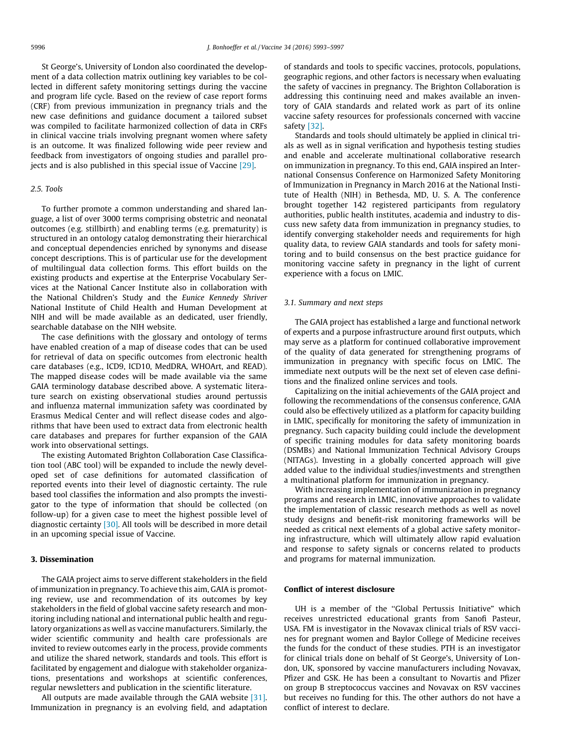St George's, University of London also coordinated the development of a data collection matrix outlining key variables to be collected in different safety monitoring settings during the vaccine and program life cycle. Based on the review of case report forms (CRF) from previous immunization in pregnancy trials and the new case definitions and guidance document a tailored subset was compiled to facilitate harmonized collection of data in CRFs in clinical vaccine trials involving pregnant women where safety is an outcome. It was finalized following wide peer review and feedback from investigators of ongoing studies and parallel projects and is also published in this special issue of Vaccine [29].

### 2.5. Tools

To further promote a common understanding and shared language, a list of over 3000 terms comprising obstetric and neonatal outcomes (e.g. stillbirth) and enabling terms (e.g. prematurity) is structured in an ontology catalog demonstrating their hierarchical and conceptual dependencies enriched by synonyms and disease concept descriptions. This is of particular use for the development of multilingual data collection forms. This effort builds on the existing products and expertise at the Enterprise Vocabulary Services at the National Cancer Institute also in collaboration with the National Children's Study and the *Eunice Kennedy Shriver* National Institute of Child Health and Human Development at NIH and will be made available as an dedicated, user friendly, searchable database on the NIH website.

The case definitions with the glossary and ontology of terms have enabled creation of a map of disease codes that can be used for retrieval of data on specific outcomes from electronic health care databases (e.g., ICD9, ICD10, MedDRA, WHOArt, and READ). The mapped disease codes will be made available via the same GAIA terminology database described above. A systematic literature search on existing observational studies around pertussis and influenza maternal immunization safety was coordinated by Erasmus Medical Center and will reflect disease codes and algorithms that have been used to extract data from electronic health care databases and prepares for further expansion of the GAIA work into observational settings.

The existing Automated Brighton Collaboration Case Classification tool (ABC tool) will be expanded to include the newly developed set of case definitions for automated classification of reported events into their level of diagnostic certainty. The rule based tool classifies the information and also prompts the investigator to the type of information that should be collected (on follow-up) for a given case to meet the highest possible level of diagnostic certainty [30]. All tools will be described in more detail in an upcoming special issue of Vaccine.

## 3. Dissemination

The GAIA project aims to serve different stakeholders in the field of immunization in pregnancy. To achieve this aim, GAIA is promoting review, use and recommendation of its outcomes by key stakeholders in the field of global vaccine safety research and monitoring including national and international public health and regulatory organizations as well as vaccine manufacturers. Similarly, the wider scientific community and health care professionals are invited to review outcomes early in the process, provide comments and utilize the shared network, standards and tools. This effort is facilitated by engagement and dialogue with stakeholder organizations, presentations and workshops at scientific conferences, regular newsletters and publication in the scientific literature.

All outputs are made available through the GAIA website [31]. Immunization in pregnancy is an evolving field, and adaptation of standards and tools to specific vaccines, protocols, populations, geographic regions, and other factors is necessary when evaluating the safety of vaccines in pregnancy. The Brighton Collaboration is addressing this continuing need and makes available an inventory of GAIA standards and related work as part of its online vaccine safety resources for professionals concerned with vaccine safety [32].

Standards and tools should ultimately be applied in clinical trials as well as in signal verification and hypothesis testing studies and enable and accelerate multinational collaborative research on immunization in pregnancy. To this end, GAIA inspired an International Consensus Conference on Harmonized Safety Monitoring of Immunization in Pregnancy in March 2016 at the National Institute of Health (NIH) in Bethesda, MD, U. S. A. The conference brought together 142 registered participants from regulatory authorities, public health institutes, academia and industry to discuss new safety data from immunization in pregnancy studies, to identify converging stakeholder needs and requirements for high quality data, to review GAIA standards and tools for safety monitoring and to build consensus on the best practice guidance for monitoring vaccine safety in pregnancy in the light of current experience with a focus on LMIC.

### 3.1. Summary and next steps

The GAIA project has established a large and functional network of experts and a purpose infrastructure around first outputs, which may serve as a platform for continued collaborative improvement of the quality of data generated for strengthening programs of immunization in pregnancy with specific focus on LMIC. The immediate next outputs will be the next set of eleven case definitions and the finalized online services and tools.

Capitalizing on the initial achievements of the GAIA project and following the recommendations of the consensus conference, GAIA could also be effectively utilized as a platform for capacity building in LMIC, specifically for monitoring the safety of immunization in pregnancy. Such capacity building could include the development of specific training modules for data safety monitoring boards (DSMBs) and National Immunization Technical Advisory Groups (NITAGs). Investing in a globally concerted approach will give added value to the individual studies/investments and strengthen a multinational platform for immunization in pregnancy.

With increasing implementation of immunization in pregnancy programs and research in LMIC, innovative approaches to validate the implementation of classic research methods as well as novel study designs and benefit-risk monitoring frameworks will be needed as critical next elements of a global active safety monitoring infrastructure, which will ultimately allow rapid evaluation and response to safety signals or concerns related to products and programs for maternal immunization.

## Conflict of interest disclosure

UH is a member of the "Global Pertussis Initiative" which receives unrestricted educational grants from Sanofi Pasteur, USA. FM is investigator in the Novavax clinical trials of RSV vaccines for pregnant women and Baylor College of Medicine receives the funds for the conduct of these studies. PTH is an investigator for clinical trials done on behalf of St George's, University of London, UK, sponsored by vaccine manufacturers including Novavax, Pfizer and GSK. He has been a consultant to Novartis and Pfizer on group B streptococcus vaccines and Novavax on RSV vaccines but receives no funding for this. The other authors do not have a conflict of interest to declare.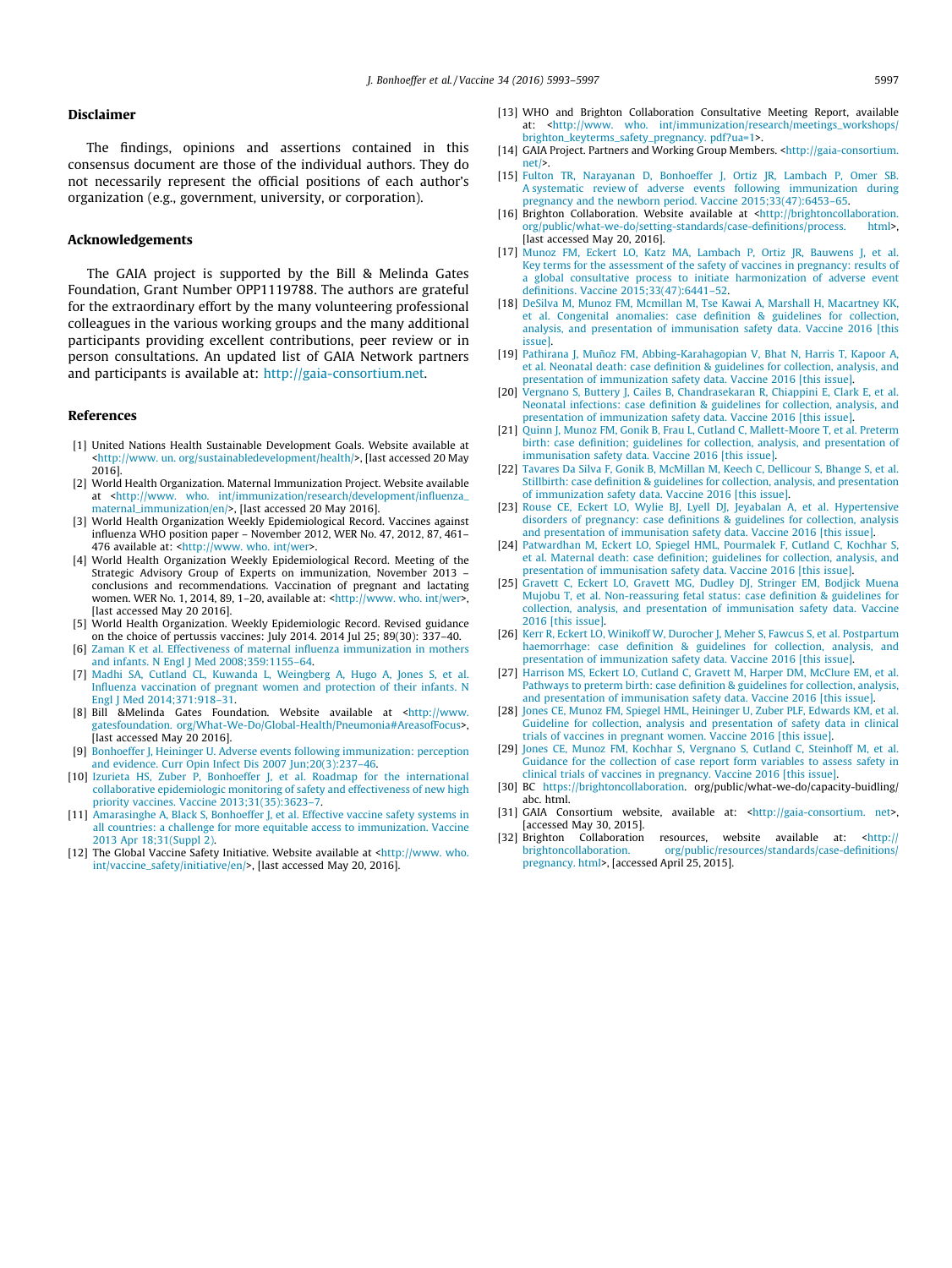## Disclaimer

The findings, opinions and assertions contained in this consensus document are those of the individual authors. They do not necessarily represent the official positions of each author's organization (e.g., government, university, or corporation).

## Acknowledgements

The GAIA project is supported by the Bill & Melinda Gates Foundation, Grant Number OPP1119788. The authors are grateful for the extraordinary effort by the many volunteering professional colleagues in the various working groups and the many additional participants providing excellent contributions, peer review or in person consultations. An updated list of GAIA Network partners and participants is available at: http://gaia-consortium.net.

## References

[1] United Nations Health Sustainable Development Goals. Website available at <http://www. un. org/sustainabledevelopment/health/>, [last accessed 20 May 2016].

[2] World Health Organization. Maternal Immunization Project. Website available at <http://www. who. int/immunization/research/development/influenza_maternal_immunization/en/>, [last accessed 20 May 2016].

[3] World Health Organization Weekly Epidemiological Record. Vaccines against influenza WHO position paper – November 2012, WER No. 47, 2012, 87, 461–476 available at: <http://www. who. int/wer>.

[4] World Health Organization Weekly Epidemiological Record. Meeting of the Strategic Advisory Group of Experts on immunization, November 2013 – conclusions and recommendations. Vaccination of pregnant and lactating women. WER No. 1, 2014, 89, 1–20, available at: <http://www. who. int/wer>, [last accessed May 20 2016].

[5] World Health Organization. Weekly Epidemiologic Record. Revised guidance on the choice of pertussis vaccines: July 2014. 2014 Jul 25; 89(30): 337–40.

[6] Zaman K et al. Effectiveness of maternal influenza immunization in mothers and infants. N Engl J Med 2008;359:1155–64.

[7] Madhi SA, Cutland CL, Kuwanda L, Weingberg A, Hugo A, Jones S, et al. Influenza vaccination of pregnant women and protection of their infants. N Engl J Med 2014;371:918–31.

[8] Bill &Melinda Gates Foundation. Website available at <http://www. gatesfoundation. org/What-We-Do/Global-Health/Pneumonia#AreasofFocus>, [last accessed May 20 2016].

[9] Bonhoeffer J, Heininger U. Adverse events following immunization: perception and evidence. Curr Opin Infect Dis 2007 Jun;20(3):237–46.

[10] Izurieta HS, Zuber P, Bonhoeffer J, et al. Roadmap for the international collaborative epidemiologic monitoring of safety and effectiveness of new high priority vaccines. Vaccine 2013;31(35):3623–7.

[11] Amarasinghe A, Black S, Bonhoeffer J, et al. Effective vaccine safety systems in all countries: a challenge for more equitable access to immunization. Vaccine 2013 Apr 18;31(Suppl 2).

[12] The Global Vaccine Safety Initiative. Website available at <http://www. who. int/vaccine_safety/initiative/en/>, [last accessed May 20, 2016].

[13] WHO and Brighton Collaboration Consultative Meeting Report, available at: <http://www. who. int/immunization/research/meetings_workshops/brighton_keyterms_safety_pregnancy. pdf?ua=1>.

[14] GAIA Project. Partners and Working Group Members. <http://gaia-consortium. net/>.

[15] Fulton TR, Narayanan D, Bonhoeffer J, Ortiz JR, Lambach P, Omer SB. A systematic review of adverse events following immunization during pregnancy and the newborn period. Vaccine 2015;33(47):6453–65.

[16] Brighton Collaboration. Website available at <http://brightoncollaboration. org/public/what-we-do/setting-standards/case-definitions/process. html>, [last accessed May 20, 2016].

[17] Munoz FM, Eckert LO, Katz MA, Lambach P, Ortiz JR, Bauwens J, et al. Key terms for the assessment of the safety of vaccines in pregnancy: results of a global consultative process to initiate harmonization of adverse event definitions. Vaccine 2015;33(47):6441–52.

[18] DeSilva M, Munoz FM, Mcmillan M, Tse Kawai A, Marshall H, Macartney KK, et al. Congenital anomalies: case definition & guidelines for collection, analysis, and presentation of immunisation safety data. Vaccine 2016 [this issue].

[19] Pathirana J, Muñoz FM, Abbing-Karahagopian V, Bhat N, Harris T, Kapoor A, et al. Neonatal death: case definition & guidelines for collection, analysis, and presentation of immunization safety data. Vaccine 2016 [this issue].

[20] Vergnano S, Buttery J, Cailes B, Chandrasekaran R, Chiappini E, Clark E, et al. Neonatal infections: case definition & guidelines for collection, analysis, and presentation of immunisation safety data. Vaccine 2016 [this issue].

[21] Quinn J, Munoz FM, Gonik B, Frau L, Cutland C, Mallett-Moore T, et al. Preterm birth: case definition; guidelines for collection, analysis, and presentation of immunisation safety data. Vaccine 2016 [this issue].

[22] Tavares Da Silva F, Gonik B, McMillan M, Keech C, Dellicour S, Bhange S, et al. Stillbirth: case definition & guidelines for collection, analysis, and presentation of immunization safety data. Vaccine 2016 [this issue].

[23] Rouse CE, Eckert LO, Wylie BJ, Lyell DJ, Jeyabalan A, et al. Hypertensive disorders of pregnancy: case definitions & guidelines for collection, analysis and presentation of immunization safety data. Vaccine 2016 [this issue].

[24] Patwardhan M, Eckert LO, Spiegel HML, Pourmalek F, Cutland C, Kochhar S, et al. Maternal death: case definition; guidelines for collection, analysis, and presentation of immunization safety data. Vaccine 2016 [this issue].

[25] Gravett C, Eckert LO, Gravett MG, Dudley DJ, Stringer EM, Bodjick Muena Mujobu T, et al. Non-reassuring fetal status: case definition & guidelines for collection, analysis, and presentation of immunisation safety data. Vaccine 2016 [this issue].

[26] Kerr R, Eckert LO, Winikoff W, Durocher J, Meher S, Fawcus S, et al. Postpartum haemorrhage: case definition & guidelines for collection, analysis, and presentation of immunization safety data. Vaccine 2016 [this issue].

[27] Harrison MS, Eckert LO, Cutland C, Gravett M, Harper DM, McClure EM, et al. Pathways to preterm birth: case definition & guidelines for collection, analysis, and presentation of immunisation safety data. Vaccine 2016 [this issue].

[28] Jones CE, Munoz FM, Spiegel HML, Heininger U, Zuber PLF, Edwards KM, et al. Guideline for collection, analysis and presentation of safety data in clinical trials of vaccines in pregnant women. Vaccine 2016 [this issue].

[29] Jones CE, Munoz FM, Kochhar S, Vergnano S, Cutland C, Steinhoff M, et al. Guidance for the collection of case report form variables to assess safety in clinical trials of vaccines in pregnancy. Vaccine 2016 [this issue].

[30] BC https://brightoncollaboration. org/public/what-we-do/capacity-buidling/abc. html.

[31] GAIA Consortium website, available at: <http://gaia-consortium. net>, [accessed May 30, 2015].

[32] Brighton Collaboration resources, website available at: <http://brightoncollaboration. org/public/resources/standards/case-definitions/pregnancy. html>, [accessed April 25, 2015].